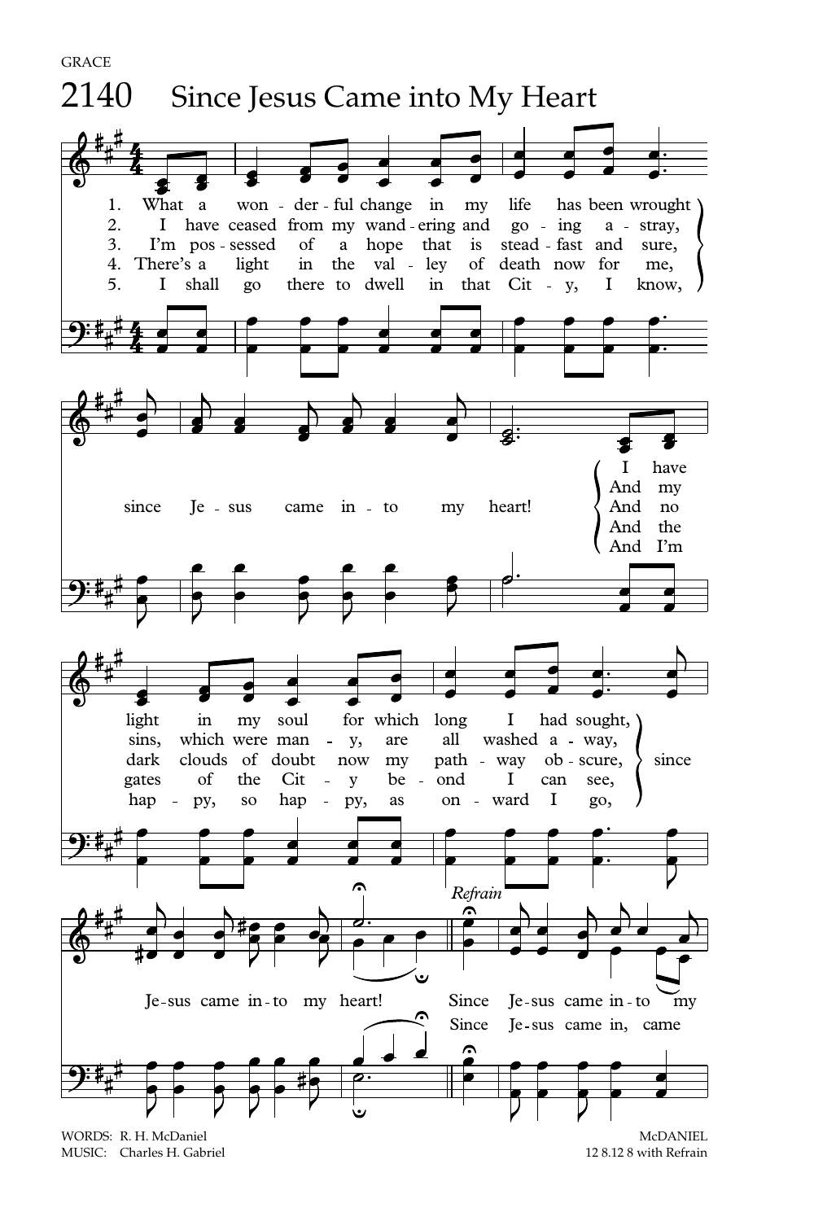GRACE

# 2140 Since Jesus Came into My Heart

1. What a wonderful change in my life has been wrought since Jesus came into my heart! I have light in my soul for which long I had sought, since Jesus came into my heart!

2. I have ceased from my wandering and going astray, since Jesus came into my heart! And my sins, which were many, are all washed away, since Jesus came into my heart!

3. I'm possessed of a hope that is steadfast and sure, since Jesus came into my heart! And no dark clouds of doubt now my pathway obscure, since Jesus came into my heart!

4. There's a light in the valley of death now for me, since Jesus came into my heart! And the gates of the City beyond I can see, since Jesus came into my heart!

5. I shall go there to dwell in that City, I know, since Jesus came into my heart! And I'm happy, so happy, as onward I go, since Jesus came into my heart!

*Refrain*

Since Jesus came into my
Since Jesus came in, came

WORDS: R. H. McDaniel
MUSIC: Charles H. Gabriel

McDANIEL
12 8.12 8 with Refrain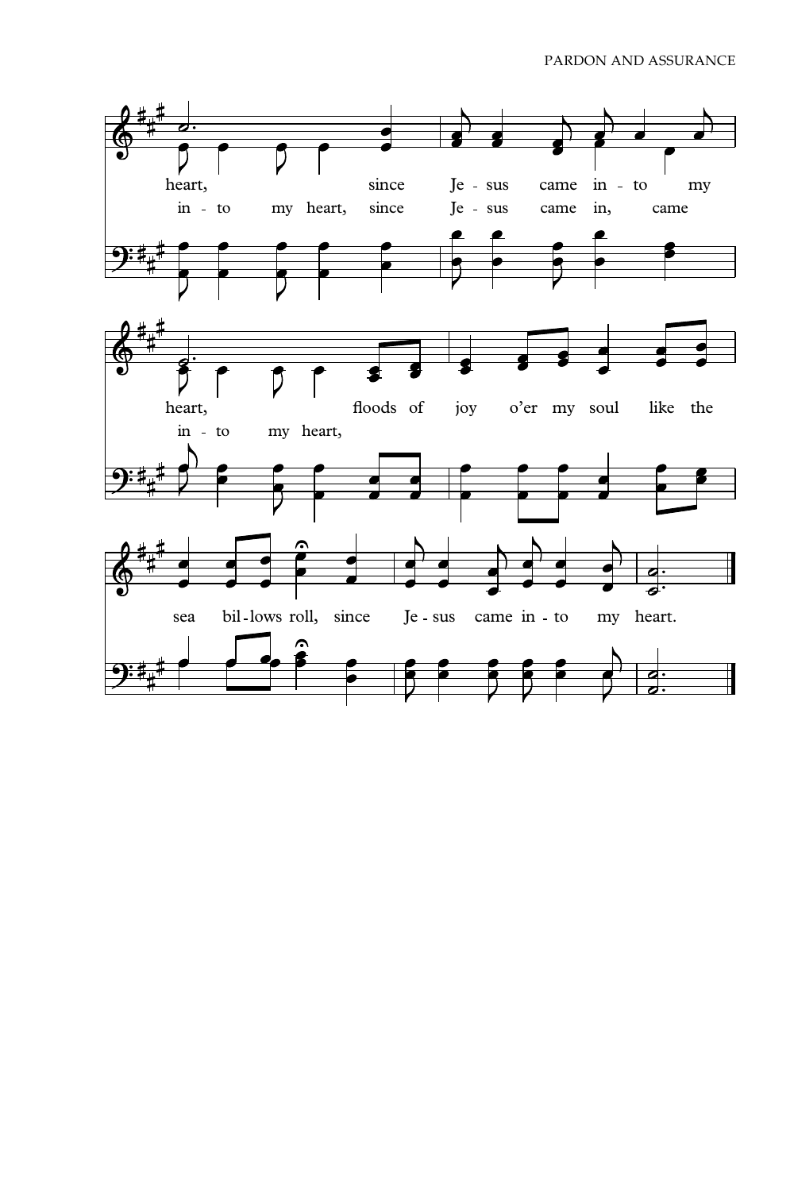heart, since Je - sus came in - to my

in - to my heart, since Je - sus came in, came

heart, floods of joy o'er my soul like the

in - to my heart,

sea bil - lows roll, since Je - sus came in - to my heart.